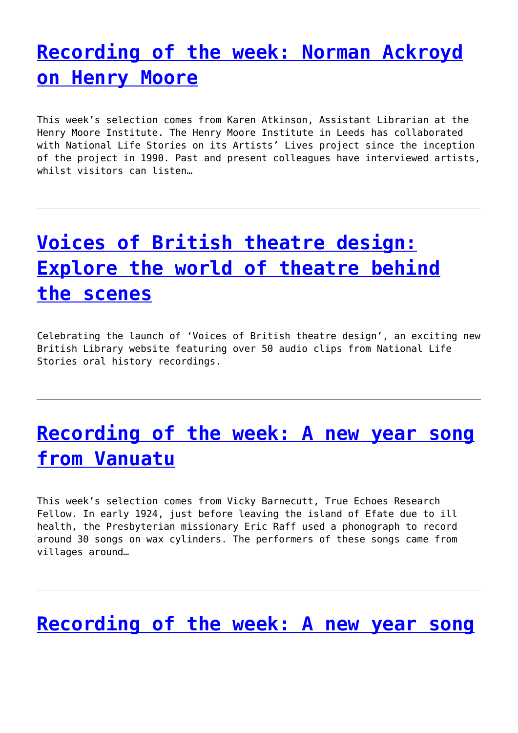## Recording of the week: Norman Ackroyd on Henry Moore

This week's selection comes from Karen Atkinson, Assistant Librarian at the Henry Moore Institute. The Henry Moore Institute in Leeds has collaborated with National Life Stories on its Artists' Lives project since the inception of the project in 1990. Past and present colleagues have interviewed artists, whilst visitors can listen…

---

## Voices of British theatre design: Explore the world of theatre behind the scenes

Celebrating the launch of 'Voices of British theatre design', an exciting new British Library website featuring over 50 audio clips from National Life Stories oral history recordings.

---

## Recording of the week: A new year song from Vanuatu

This week's selection comes from Vicky Barnecutt, True Echoes Research Fellow. In early 1924, just before leaving the island of Efate due to ill health, the Presbyterian missionary Eric Raff used a phonograph to record around 30 songs on wax cylinders. The performers of these songs came from villages around…

---

## Recording of the week: A new year song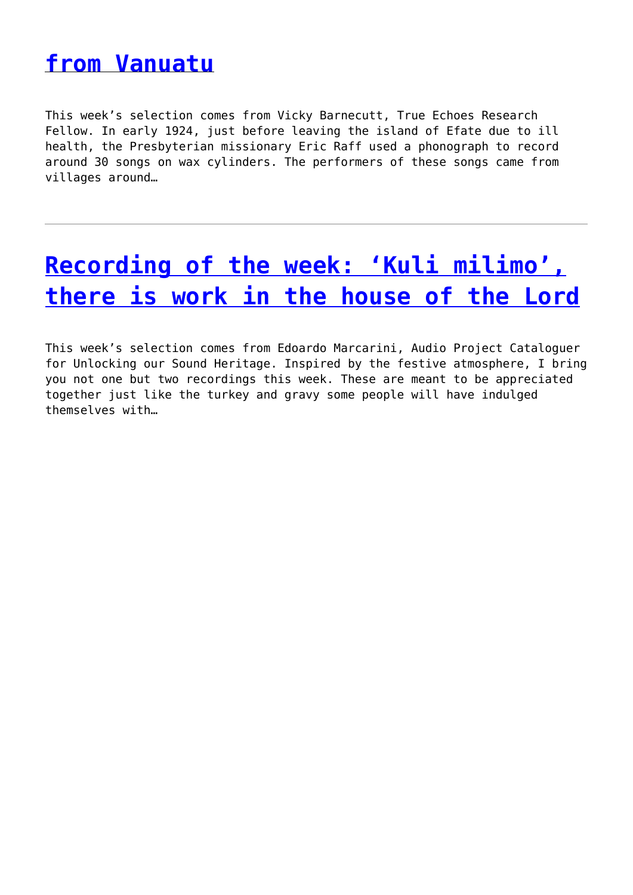## [from Vanuatu]

This week's selection comes from Vicky Barnecutt, True Echoes Research Fellow. In early 1924, just before leaving the island of Efate due to ill health, the Presbyterian missionary Eric Raff used a phonograph to record around 30 songs on wax cylinders. The performers of these songs came from villages around…

---

## [Recording of the week: 'Kuli milimo', there is work in the house of the Lord]

This week's selection comes from Edoardo Marcarini, Audio Project Cataloguer for Unlocking our Sound Heritage. Inspired by the festive atmosphere, I bring you not one but two recordings this week. These are meant to be appreciated together just like the turkey and gravy some people will have indulged themselves with…